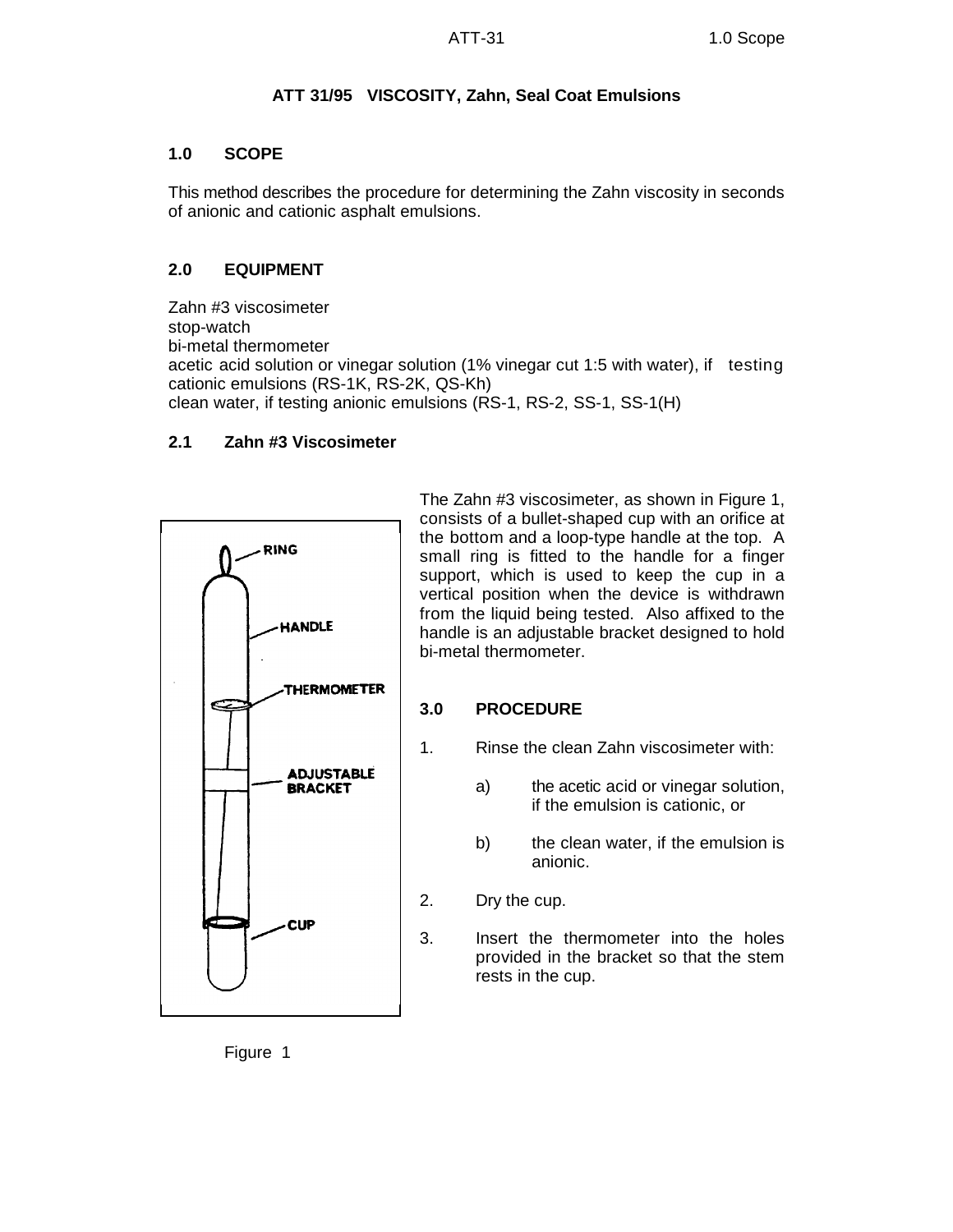# ATT 31/95 VISCOSITY, Zahn, Seal Coat Emulsions

## 1.0 SCOPE

This method describes the procedure for determining the Zahn viscosity in seconds of anionic and cationic asphalt emulsions.

## 2.0 EQUIPMENT

Zahn #3 viscosimeter
stop-watch
bi-metal thermometer
acetic acid solution or vinegar solution (1% vinegar cut 1:5 with water), if testing cationic emulsions (RS-1K, RS-2K, QS-Kh)
clean water, if testing anionic emulsions (RS-1, RS-2, SS-1, SS-1(H)

### 2.1 Zahn #3 Viscosimeter

The Zahn #3 viscosimeter, as shown in Figure 1, consists of a bullet-shaped cup with an orifice at the bottom and a loop-type handle at the top. A small ring is fitted to the handle for a finger support, which is used to keep the cup in a vertical position when the device is withdrawn from the liquid being tested. Also affixed to the handle is an adjustable bracket designed to hold bi-metal thermometer.

RING
HANDLE
THERMOMETER
ADJUSTABLE BRACKET
CUP

Figure 1

## 3.0 PROCEDURE

1. Rinse the clean Zahn viscosimeter with:

   a) the acetic acid or vinegar solution, if the emulsion is cationic, or

   b) the clean water, if the emulsion is anionic.

2. Dry the cup.

3. Insert the thermometer into the holes provided in the bracket so that the stem rests in the cup.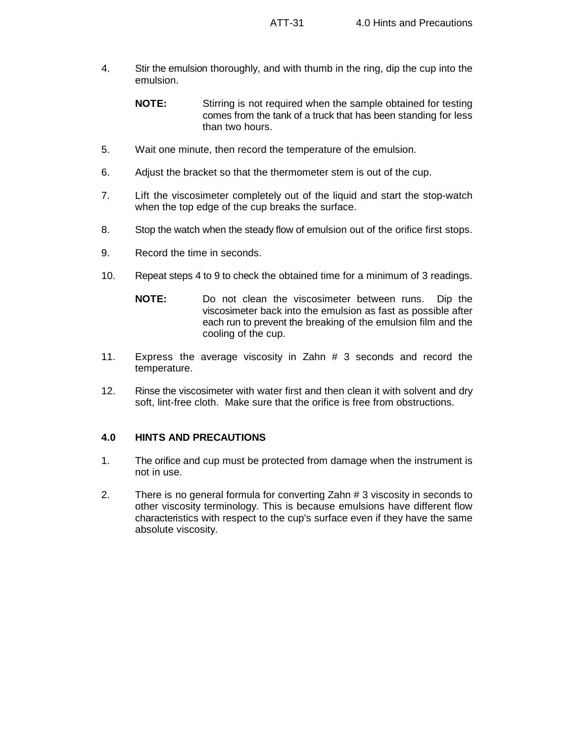4. Stir the emulsion thoroughly, and with thumb in the ring, dip the cup into the emulsion.

   **NOTE:** Stirring is not required when the sample obtained for testing comes from the tank of a truck that has been standing for less than two hours.

5. Wait one minute, then record the temperature of the emulsion.

6. Adjust the bracket so that the thermometer stem is out of the cup.

7. Lift the viscosimeter completely out of the liquid and start the stop-watch when the top edge of the cup breaks the surface.

8. Stop the watch when the steady flow of emulsion out of the orifice first stops.

9. Record the time in seconds.

10. Repeat steps 4 to 9 to check the obtained time for a minimum of 3 readings.

    **NOTE:** Do not clean the viscosimeter between runs. Dip the viscosimeter back into the emulsion as fast as possible after each run to prevent the breaking of the emulsion film and the cooling of the cup.

11. Express the average viscosity in Zahn # 3 seconds and record the temperature.

12. Rinse the viscosimeter with water first and then clean it with solvent and dry soft, lint-free cloth. Make sure that the orifice is free from obstructions.

## 4.0 HINTS AND PRECAUTIONS

1. The orifice and cup must be protected from damage when the instrument is not in use.

2. There is no general formula for converting Zahn # 3 viscosity in seconds to other viscosity terminology. This is because emulsions have different flow characteristics with respect to the cup's surface even if they have the same absolute viscosity.